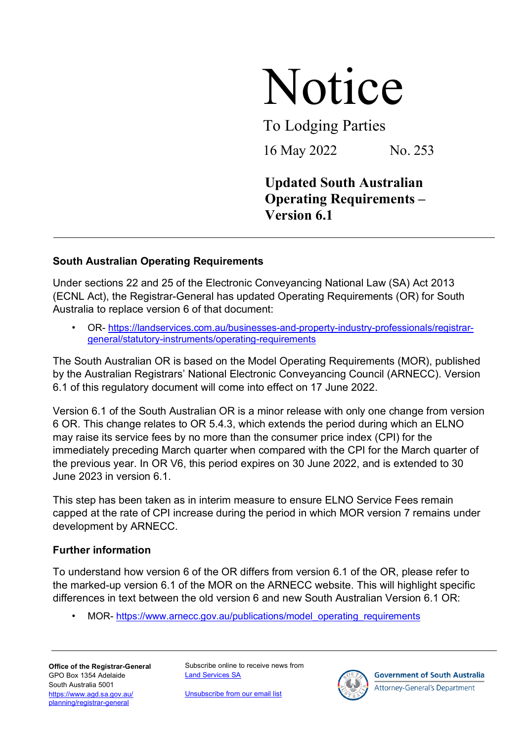# Notice

To Lodging Parties

16 May 2022 No. 253

**Updated South Australian Operating Requirements – Version 6.1**

---

### South Australian Operating Requirements

Under sections 22 and 25 of the Electronic Conveyancing National Law (SA) Act 2013 (ECNL Act), the Registrar-General has updated Operating Requirements (OR) for South Australia to replace version 6 of that document:

- OR- [https://landservices.com.au/businesses-and-property-industry-professionals/registrar-general/statutory-instruments/operating-requirements](https://landservices.com.au/businesses-and-property-industry-professionals/registrar-general/statutory-instruments/operating-requirements)

The South Australian OR is based on the Model Operating Requirements (MOR), published by the Australian Registrars' National Electronic Conveyancing Council (ARNECC). Version 6.1 of this regulatory document will come into effect on 17 June 2022.

Version 6.1 of the South Australian OR is a minor release with only one change from version 6 OR. This change relates to OR 5.4.3, which extends the period during which an ELNO may raise its service fees by no more than the consumer price index (CPI) for the immediately preceding March quarter when compared with the CPI for the March quarter of the previous year. In OR V6, this period expires on 30 June 2022, and is extended to 30 June 2023 in version 6.1.

This step has been taken as in interim measure to ensure ELNO Service Fees remain capped at the rate of CPI increase during the period in which MOR version 7 remains under development by ARNECC.

### Further information

To understand how version 6 of the OR differs from version 6.1 of the OR, please refer to the marked-up version 6.1 of the MOR on the ARNECC website. This will highlight specific differences in text between the old version 6 and new South Australian Version 6.1 OR:

- MOR- [https://www.arnecc.gov.au/publications/model_operating_requirements](https://www.arnecc.gov.au/publications/model_operating_requirements)

---

**Office of the Registrar-General**
GPO Box 1354 Adelaide
South Australia 5001
[https://www.agd.sa.gov.au/planning/registrar-general](https://www.agd.sa.gov.au/planning/registrar-general)

Subscribe online to receive news from [Land Services SA](#)

[Unsubscribe from our email list](#)

Government of South Australia
Attorney-General's Department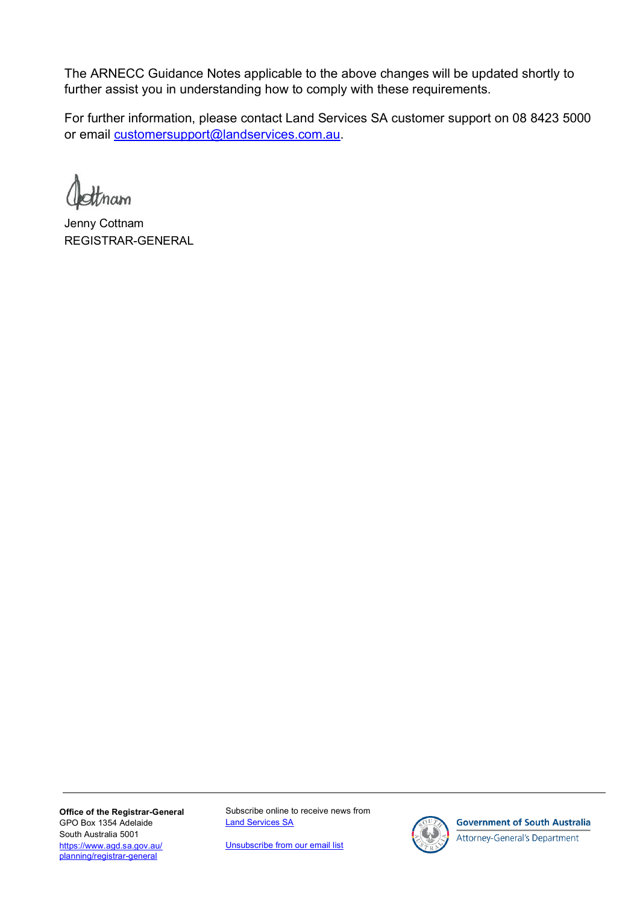The ARNECC Guidance Notes applicable to the above changes will be updated shortly to further assist you in understanding how to comply with these requirements.

For further information, please contact Land Services SA customer support on 08 8423 5000 or email customersupport@landservices.com.au.

Jenny Cottnam
REGISTRAR-GENERAL

**Office of the Registrar-General**
GPO Box 1354 Adelaide
South Australia 5001
https://www.agd.sa.gov.au/planning/registrar-general

Subscribe online to receive news from Land Services SA

Unsubscribe from our email list

Government of South Australia
Attorney-General's Department